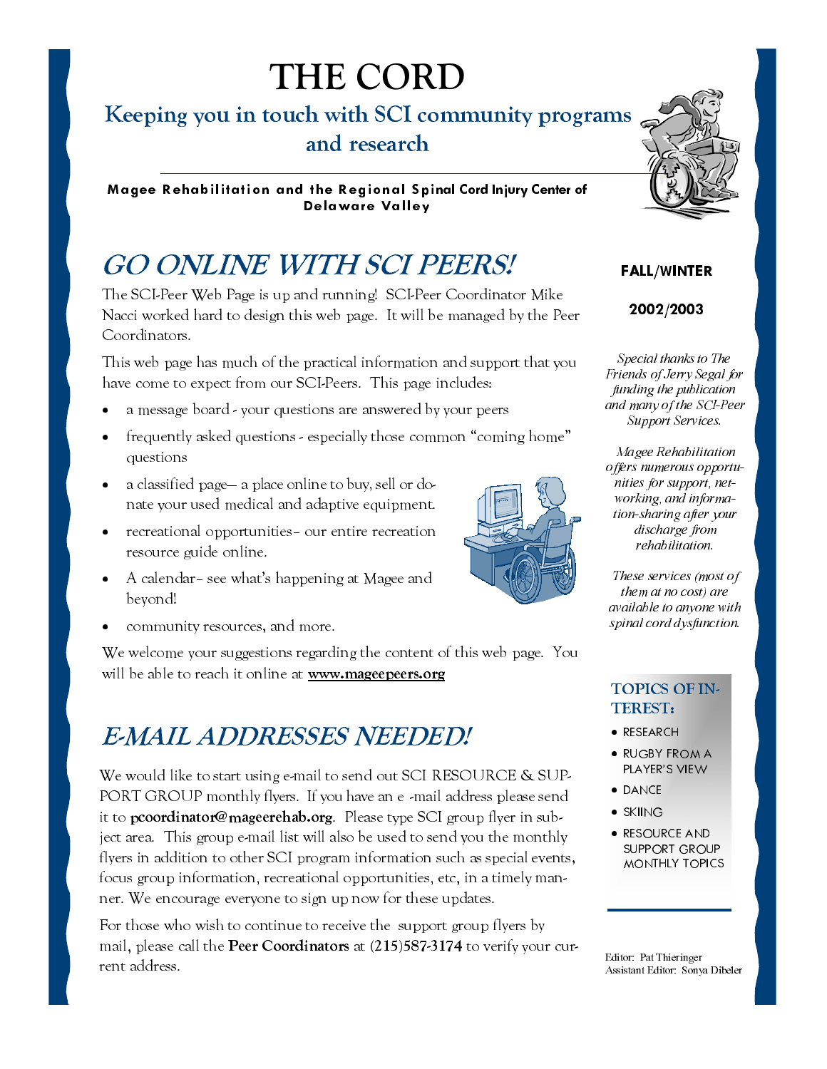# THE CORD

## Keeping you in touch with SCI community programs and research

**Magee Rehabilitation and the Regional Spinal Cord Injury Center of Delaware Valley**

**FALL/WINTER**

**2002/2003**

*Special thanks to The Friends of Jerry Segal for funding the publication and many of the SCI-Peer Support Services.*

*Magee Rehabilitation offers numerous opportunities for support, networking, and information-sharing after your discharge from rehabilitation.*

*These services (most of them at no cost) are available to anyone with spinal cord dysfunction.*

## GO ONLINE WITH SCI PEERS!

The SCI-Peer Web Page is up and running! SCI-Peer Coordinator Mike Nacci worked hard to design this web page. It will be managed by the Peer Coordinators.

This web page has much of the practical information and support that you have come to expect from our SCI-Peers. This page includes:

- a message board - your questions are answered by your peers
- frequently asked questions - especially those common "coming home" questions
- a classified page— a place online to buy, sell or donate your used medical and adaptive equipment.
- recreational opportunities– our entire recreation resource guide online.
- A calendar– see what's happening at Magee and beyond!
- community resources, and more.

We welcome your suggestions regarding the content of this web page. You will be able to reach it online at **www.mageepeers.org**

## E-MAIL ADDRESSES NEEDED!

We would like to start using e-mail to send out SCI RESOURCE & SUPPORT GROUP monthly flyers. If you have an e -mail address please send it to **pcoordinator@mageerehab.org**. Please type SCI group flyer in subject area. This group e-mail list will also be used to send you the monthly flyers in addition to other SCI program information such as special events, focus group information, recreational opportunities, etc, in a timely manner. We encourage everyone to sign up now for these updates.

For those who wish to continue to receive the support group flyers by mail, please call the **Peer Coordinators** at **(215)587-3174** to verify your current address.

### TOPICS OF INTEREST:

- RESEARCH
- RUGBY FROM A PLAYER'S VIEW
- DANCE
- SKIING
- RESOURCE AND SUPPORT GROUP MONTHLY TOPICS

Editor: Pat Thieringer
Assistant Editor: Sonya Dibeler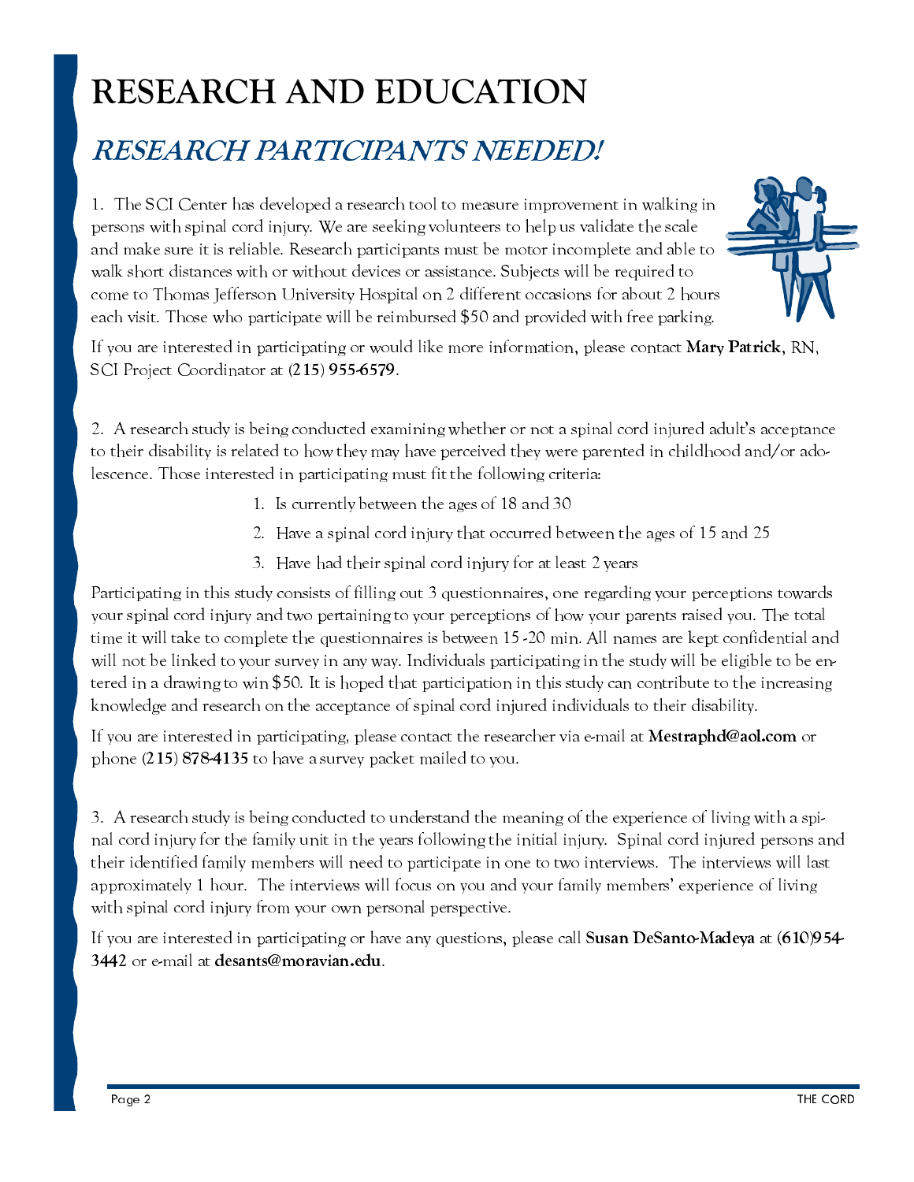# RESEARCH AND EDUCATION

## *RESEARCH PARTICIPANTS NEEDED!*

1. The SCI Center has developed a research tool to measure improvement in walking in persons with spinal cord injury. We are seeking volunteers to help us validate the scale and make sure it is reliable. Research participants must be motor incomplete and able to walk short distances with or without devices or assistance. Subjects will be required to come to Thomas Jefferson University Hospital on 2 different occasions for about 2 hours each visit. Those who participate will be reimbursed $50 and provided with free parking.

If you are interested in participating or would like more information, please contact **Mary Patrick**, RN, SCI Project Coordinator at **(215) 955-6579**.

2. A research study is being conducted examining whether or not a spinal cord injured adult's acceptance to their disability is related to how they may have perceived they were parented in childhood and/or adolescence. Those interested in participating must fit the following criteria:

1. Is currently between the ages of 18 and 30
2. Have a spinal cord injury that occurred between the ages of 15 and 25
3. Have had their spinal cord injury for at least 2 years

Participating in this study consists of filling out 3 questionnaires, one regarding your perceptions towards your spinal cord injury and two pertaining to your perceptions of how your parents raised you. The total time it will take to complete the questionnaires is between 15 -20 min. All names are kept confidential and will not be linked to your survey in any way. Individuals participating in the study will be eligible to be entered in a drawing to win $50. It is hoped that participation in this study can contribute to the increasing knowledge and research on the acceptance of spinal cord injured individuals to their disability.

If you are interested in participating, please contact the researcher via e-mail at **Mestraphd@aol.com** or phone **(215) 878-4135** to have a survey packet mailed to you.

3. A research study is being conducted to understand the meaning of the experience of living with a spinal cord injury for the family unit in the years following the initial injury. Spinal cord injured persons and their identified family members will need to participate in one to two interviews. The interviews will last approximately 1 hour. The interviews will focus on you and your family members' experience of living with spinal cord injury from your own personal perspective.

If you are interested in participating or have any questions, please call **Susan DeSanto-Madeya** at **(610)954-3442** or e-mail at **desants@moravian.edu**.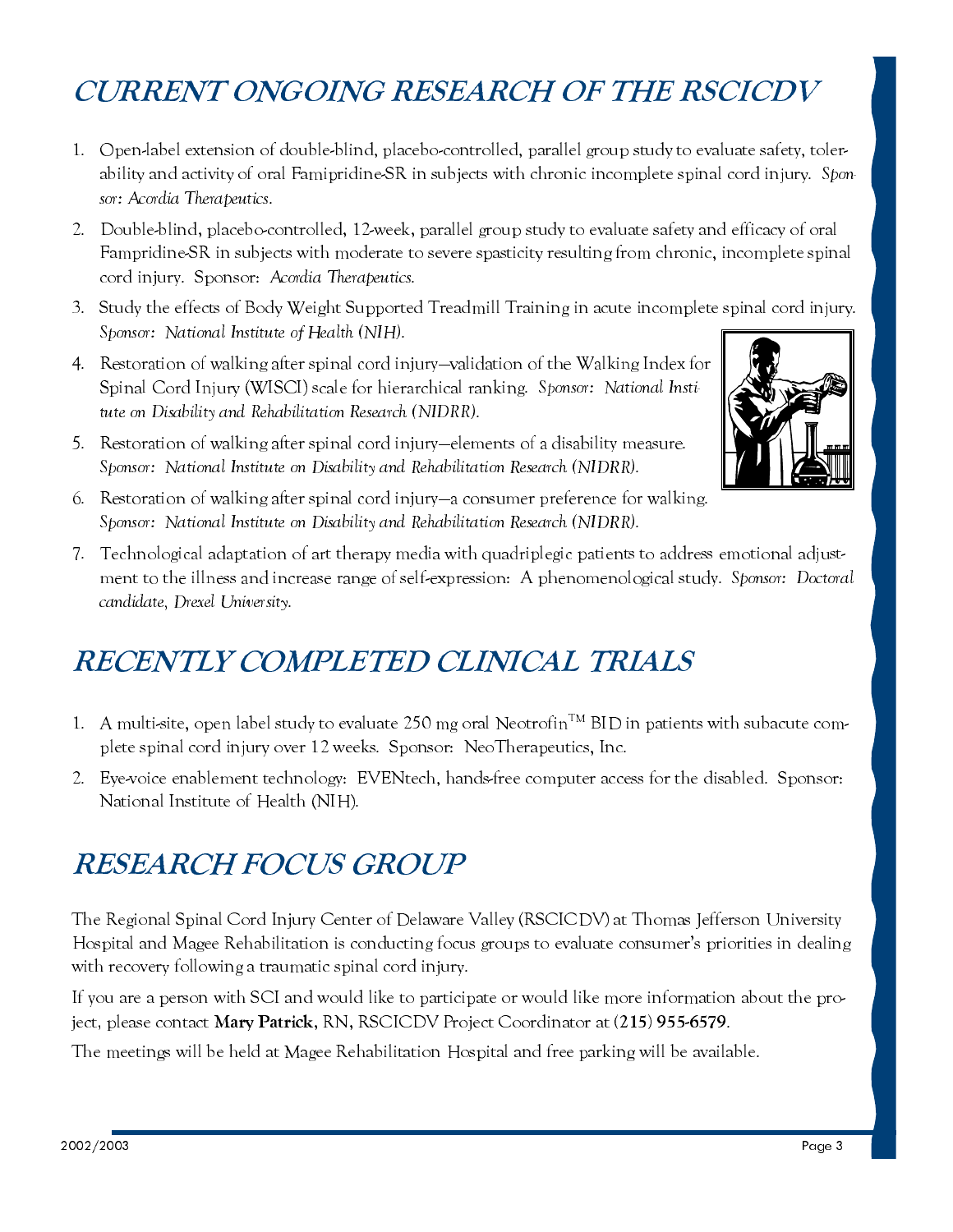# CURRENT ONGOING RESEARCH OF THE RSCICDV

1. Open-label extension of double-blind, placebo-controlled, parallel group study to evaluate safety, tolerability and activity of oral Famipridine-SR in subjects with chronic incomplete spinal cord injury. *Sponsor: Acordia Therapeutics.*
2. Double-blind, placebo-controlled, 12-week, parallel group study to evaluate safety and efficacy of oral Fampridine-SR in subjects with moderate to severe spasticity resulting from chronic, incomplete spinal cord injury. Sponsor: *Acordia Therapeutics.*
3. Study the effects of Body Weight Supported Treadmill Training in acute incomplete spinal cord injury. *Sponsor: National Institute of Health (NIH).*
4. Restoration of walking after spinal cord injury—validation of the Walking Index for Spinal Cord Injury (WISCI) scale for hierarchical ranking. *Sponsor: National Institute on Disability and Rehabilitation Research (NIDRR).*
5. Restoration of walking after spinal cord injury—elements of a disability measure. *Sponsor: National Institute on Disability and Rehabilitation Research (NIDRR).*
6. Restoration of walking after spinal cord injury—a consumer preference for walking. *Sponsor: National Institute on Disability and Rehabilitation Research (NIDRR).*
7. Technological adaptation of art therapy media with quadriplegic patients to address emotional adjustment to the illness and increase range of self-expression: A phenomenological study. *Sponsor: Doctoral candidate, Drexel University.*

# RECENTLY COMPLETED CLINICAL TRIALS

1. A multi-site, open label study to evaluate 250 mg oral Neotrofin™ BID in patients with subacute complete spinal cord injury over 12 weeks. Sponsor: NeoTherapeutics, Inc.
2. Eye-voice enablement technology: EVENtech, hands-free computer access for the disabled. Sponsor: National Institute of Health (NIH).

# RESEARCH FOCUS GROUP

The Regional Spinal Cord Injury Center of Delaware Valley (RSCICDV) at Thomas Jefferson University Hospital and Magee Rehabilitation is conducting focus groups to evaluate consumer's priorities in dealing with recovery following a traumatic spinal cord injury.

If you are a person with SCI and would like to participate or would like more information about the project, please contact **Mary Patrick**, RN, RSCICDV Project Coordinator at **(215) 955-6579**.

The meetings will be held at Magee Rehabilitation Hospital and free parking will be available.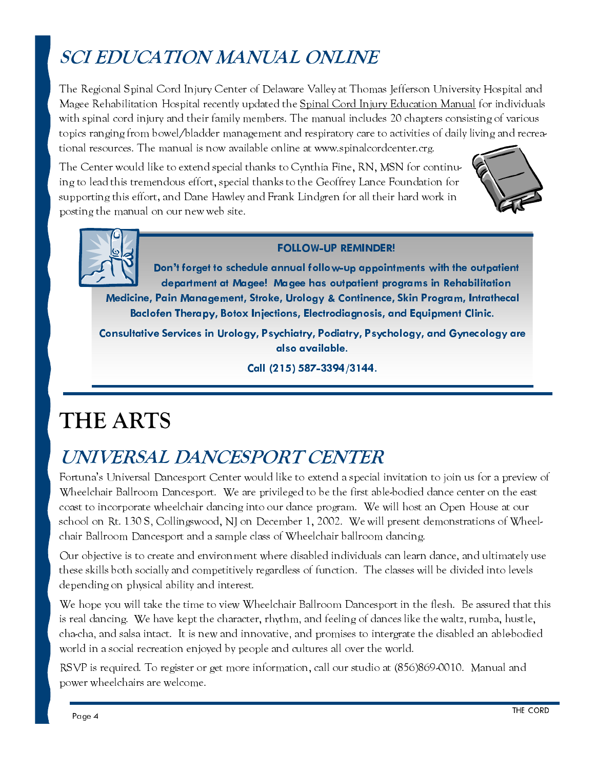## SCI EDUCATION MANUAL ONLINE

The Regional Spinal Cord Injury Center of Delaware Valley at Thomas Jefferson University Hospital and Magee Rehabilitation Hospital recently updated the Spinal Cord Injury Education Manual for individuals with spinal cord injury and their family members. The manual includes 20 chapters consisting of various topics ranging from bowel/bladder management and respiratory care to activities of daily living and recreational resources. The manual is now available online at www.spinalcordcenter.crg.

The Center would like to extend special thanks to Cynthia Fine, RN, MSN for continuing to lead this tremendous effort, special thanks to the Geoffrey Lance Foundation for supporting this effort, and Dane Hawley and Frank Lindgren for all their hard work in posting the manual on our new web site.

**FOLLOW-UP REMINDER!**

**Don't forget to schedule annual follow-up appointments with the outpatient department at Magee! Magee has outpatient programs in Rehabilitation Medicine, Pain Management, Stroke, Urology & Continence, Skin Program, Intrathecal Baclofen Therapy, Botox Injections, Electrodiagnosis, and Equipment Clinic.**

**Consultative Services in Urology, Psychiatry, Podiatry, Psychology, and Gynecology are also available.**

**Call (215) 587-3394/3144.**

# THE ARTS

## UNIVERSAL DANCESPORT CENTER

Fortuna's Universal Dancesport Center would like to extend a special invitation to join us for a preview of Wheelchair Ballroom Dancesport. We are privileged to be the first able-bodied dance center on the east coast to incorporate wheelchair dancing into our dance program. We will host an Open House at our school on Rt. 130 S, Collingswood, NJ on December 1, 2002. We will present demonstrations of Wheelchair Ballroom Dancesport and a sample class of Wheelchair ballroom dancing.

Our objective is to create and environment where disabled individuals can learn dance, and ultimately use these skills both socially and competitively regardless of function. The classes will be divided into levels depending on physical ability and interest.

We hope you will take the time to view Wheelchair Ballroom Dancesport in the flesh. Be assured that this is real dancing. We have kept the character, rhythm, and feeling of dances like the waltz, rumba, hustle, cha-cha, and salsa intact. It is new and innovative, and promises to intergrate the disabled an able-bodied world in a social recreation enjoyed by people and cultures all over the world.

RSVP is required. To register or get more information, call our studio at (856)869-0010. Manual and power wheelchairs are welcome.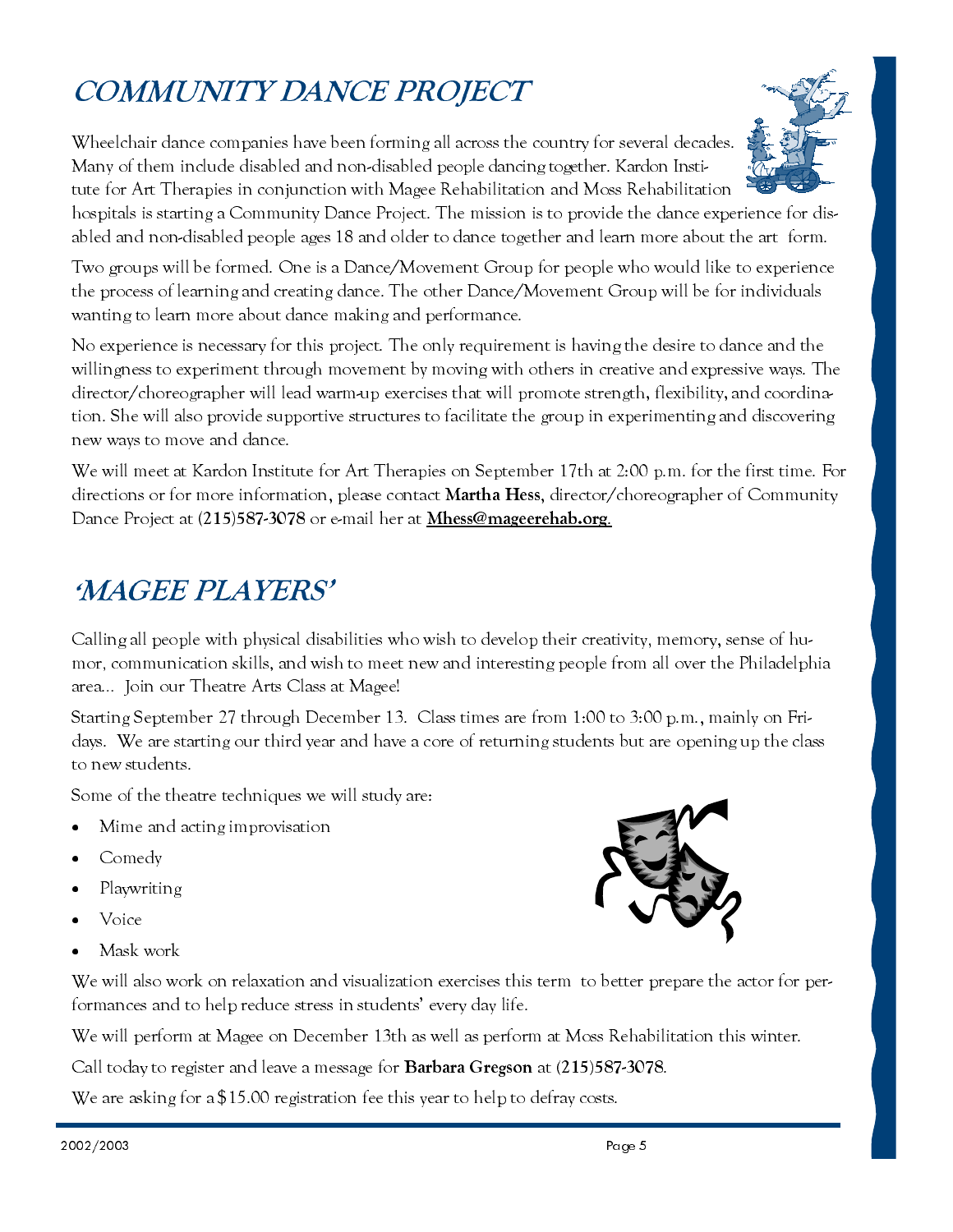## COMMUNITY DANCE PROJECT

Wheelchair dance companies have been forming all across the country for several decades. Many of them include disabled and non-disabled people dancing together. Kardon Institute for Art Therapies in conjunction with Magee Rehabilitation and Moss Rehabilitation hospitals is starting a Community Dance Project. The mission is to provide the dance experience for disabled and non-disabled people ages 18 and older to dance together and learn more about the art form.

Two groups will be formed. One is a Dance/Movement Group for people who would like to experience the process of learning and creating dance. The other Dance/Movement Group will be for individuals wanting to learn more about dance making and performance.

No experience is necessary for this project. The only requirement is having the desire to dance and the willingness to experiment through movement by moving with others in creative and expressive ways. The director/choreographer will lead warm-up exercises that will promote strength, flexibility, and coordination. She will also provide supportive structures to facilitate the group in experimenting and discovering new ways to move and dance.

We will meet at Kardon Institute for Art Therapies on September 17th at 2:00 p.m. for the first time. For directions or for more information, please contact **Martha Hess**, director/choreographer of Community Dance Project at **(215)587-3078** or e-mail her at **Mhess@mageerehab.org**.

## 'MAGEE PLAYERS'

Calling all people with physical disabilities who wish to develop their creativity, memory, sense of humor, communication skills, and wish to meet new and interesting people from all over the Philadelphia area... Join our Theatre Arts Class at Magee!

Starting September 27 through December 13. Class times are from 1:00 to 3:00 p.m., mainly on Fridays. We are starting our third year and have a core of returning students but are opening up the class to new students.

Some of the theatre techniques we will study are:

- Mime and acting improvisation
- Comedy
- Playwriting
- Voice
- Mask work

We will also work on relaxation and visualization exercises this term to better prepare the actor for performances and to help reduce stress in students' every day life.

We will perform at Magee on December 13th as well as perform at Moss Rehabilitation this winter.

Call today to register and leave a message for **Barbara Gregson** at **(215)587-3078**.

We are asking for a $15.00 registration fee this year to help to defray costs.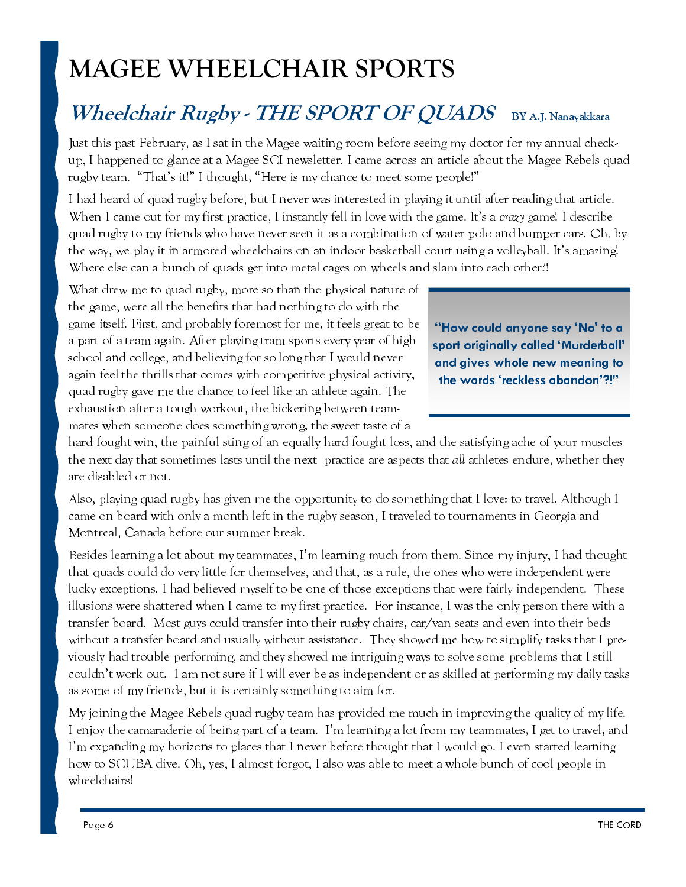# MAGEE WHEELCHAIR SPORTS

## *Wheelchair Rugby - THE SPORT OF QUADS* BY A.J. Nanayakkara

Just this past February, as I sat in the Magee waiting room before seeing my doctor for my annual check-up, I happened to glance at a Magee SCI newsletter. I came across an article about the Magee Rebels quad rugby team. "That's it!" I thought, "Here is my chance to meet some people!"

I had heard of quad rugby before, but I never was interested in playing it until after reading that article. When I came out for my first practice, I instantly fell in love with the game. It's a *crazy* game! I describe quad rugby to my friends who have never seen it as a combination of water polo and bumper cars. Oh, by the way, we play it in armored wheelchairs on an indoor basketball court using a volleyball. It's amazing! Where else can a bunch of quads get into metal cages on wheels and slam into each other?!

What drew me to quad rugby, more so than the physical nature of the game, were all the benefits that had nothing to do with the game itself. First, and probably foremost for me, it feels great to be a part of a team again. After playing tram sports every year of high school and college, and believing for so long that I would never again feel the thrills that comes with competitive physical activity, quad rugby gave me the chance to feel like an athlete again. The exhaustion after a tough workout, the bickering between teammates when someone does something wrong, the sweet taste of a hard fought win, the painful sting of an equally hard fought loss, and the satisfying ache of your muscles the next day that sometimes lasts until the next practice are aspects that *all* athletes endure, whether they are disabled or not.

> **"How could anyone say 'No' to a sport originally called 'Murderball' and gives whole new meaning to the words 'reckless abandon'?!"**

Also, playing quad rugby has given me the opportunity to do something that I love: to travel. Although I came on board with only a month left in the rugby season, I traveled to tournaments in Georgia and Montreal, Canada before our summer break.

Besides learning a lot about my teammates, I'm learning much from them. Since my injury, I had thought that quads could do very little for themselves, and that, as a rule, the ones who were independent were lucky exceptions. I had believed myself to be one of those exceptions that were fairly independent. These illusions were shattered when I came to my first practice. For instance, I was the only person there with a transfer board. Most guys could transfer into their rugby chairs, car/van seats and even into their beds without a transfer board and usually without assistance. They showed me how to simplify tasks that I previously had trouble performing, and they showed me intriguing ways to solve some problems that I still couldn't work out. I am not sure if I will ever be as independent or as skilled at performing my daily tasks as some of my friends, but it is certainly something to aim for.

My joining the Magee Rebels quad rugby team has provided me much in improving the quality of my life. I enjoy the camaraderie of being part of a team. I'm learning a lot from my teammates, I get to travel, and I'm expanding my horizons to places that I never before thought that I would go. I even started learning how to SCUBA dive. Oh, yes, I almost forgot, I also was able to meet a whole bunch of cool people in wheelchairs!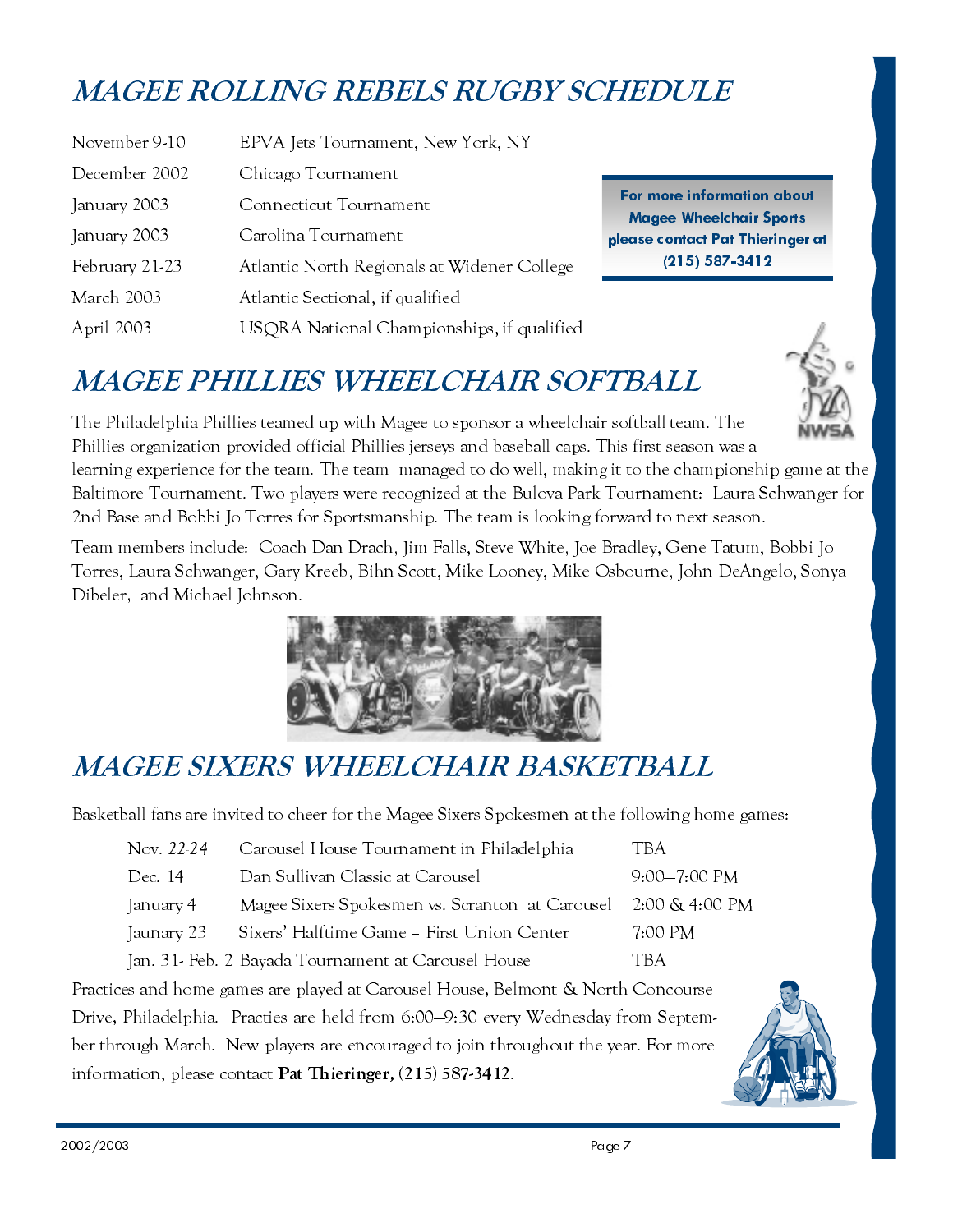# MAGEE ROLLING REBELS RUGBY SCHEDULE

| | |
|---|---|
| November 9-10 | EPVA Jets Tournament, New York, NY |
| December 2002 | Chicago Tournament |
| January 2003 | Connecticut Tournament |
| January 2003 | Carolina Tournament |
| February 21-23 | Atlantic North Regionals at Widener College |
| March 2003 | Atlantic Sectional, if qualified |
| April 2003 | USQRA National Championships, if qualified |

**For more information about Magee Wheelchair Sports please contact Pat Thieringer at (215) 587-3412**

# MAGEE PHILLIES WHEELCHAIR SOFTBALL

The Philadelphia Phillies teamed up with Magee to sponsor a wheelchair softball team. The Phillies organization provided official Phillies jerseys and baseball caps. This first season was a learning experience for the team. The team managed to do well, making it to the championship game at the Baltimore Tournament. Two players were recognized at the Bulova Park Tournament: Laura Schwanger for 2nd Base and Bobbi Jo Torres for Sportsmanship. The team is looking forward to next season.

Team members include: Coach Dan Drach, Jim Falls, Steve White, Joe Bradley, Gene Tatum, Bobbi Jo Torres, Laura Schwanger, Gary Kreeb, Bihn Scott, Mike Looney, Mike Osbourne, John DeAngelo, Sonya Dibeler, and Michael Johnson.

# MAGEE SIXERS WHEELCHAIR BASKETBALL

Basketball fans are invited to cheer for the Magee Sixers Spokesmen at the following home games:

| | | |
|---|---|---|
| Nov. 22-24 | Carousel House Tournament in Philadelphia | TBA |
| Dec. 14 | Dan Sullivan Classic at Carousel | 9:00—7:00 PM |
| January 4 | Magee Sixers Spokesmen vs. Scranton at Carousel | 2:00 & 4:00 PM |
| Jaunary 23 | Sixers' Halftime Game – First Union Center | 7:00 PM |
| Jan. 31- Feb. 2 | Bayada Tournament at Carousel House | TBA |

Practices and home games are played at Carousel House, Belmont & North Concourse Drive, Philadelphia. Practies are held from 6:00—9:30 every Wednesday from September through March. New players are encouraged to join throughout the year. For more information, please contact **Pat Thieringer, (215) 587-3412**.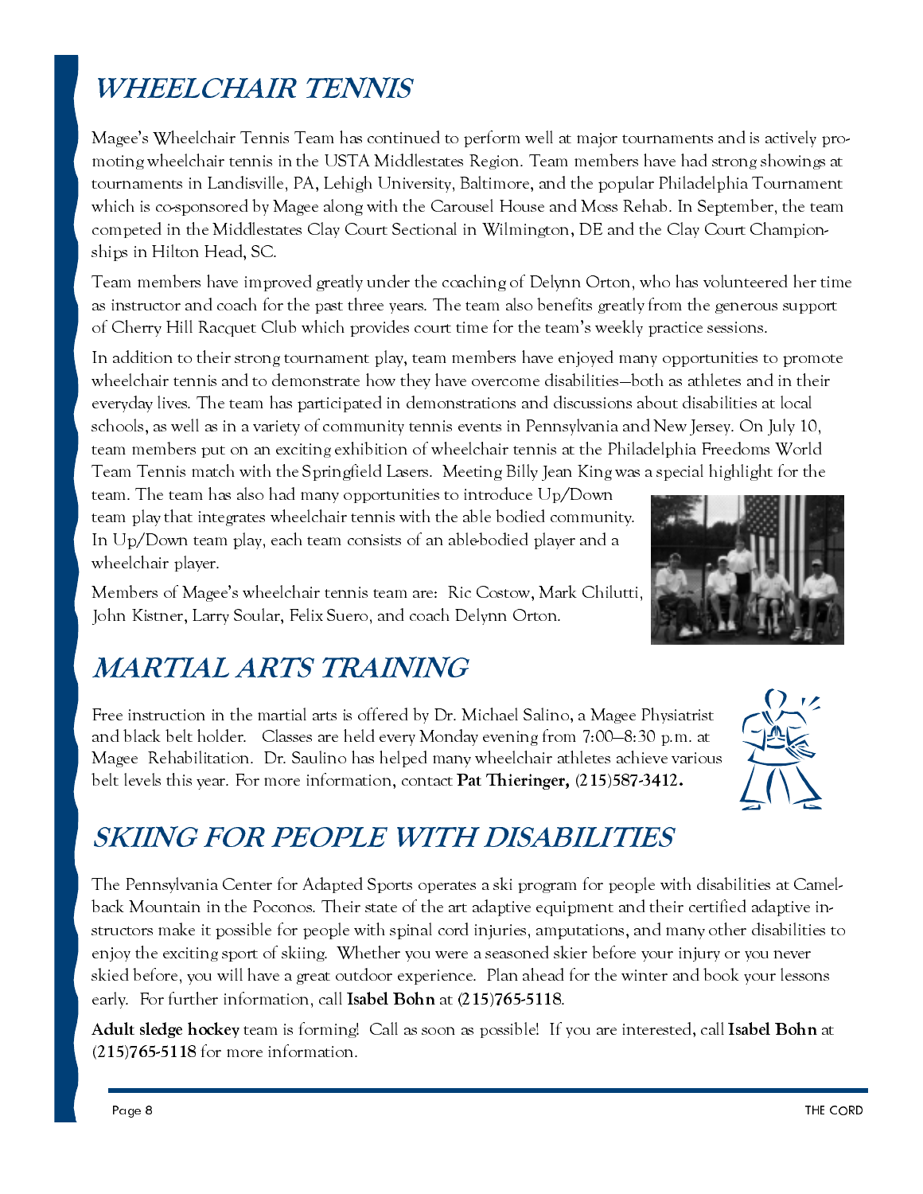## *WHEELCHAIR TENNIS*

Magee's Wheelchair Tennis Team has continued to perform well at major tournaments and is actively promoting wheelchair tennis in the USTA Middlestates Region. Team members have had strong showings at tournaments in Landisville, PA, Lehigh University, Baltimore, and the popular Philadelphia Tournament which is co-sponsored by Magee along with the Carousel House and Moss Rehab. In September, the team competed in the Middlestates Clay Court Sectional in Wilmington, DE and the Clay Court Championships in Hilton Head, SC.

Team members have improved greatly under the coaching of Delynn Orton, who has volunteered her time as instructor and coach for the past three years. The team also benefits greatly from the generous support of Cherry Hill Racquet Club which provides court time for the team's weekly practice sessions.

In addition to their strong tournament play, team members have enjoyed many opportunities to promote wheelchair tennis and to demonstrate how they have overcome disabilities—both as athletes and in their everyday lives. The team has participated in demonstrations and discussions about disabilities at local schools, as well as in a variety of community tennis events in Pennsylvania and New Jersey. On July 10, team members put on an exciting exhibition of wheelchair tennis at the Philadelphia Freedoms World Team Tennis match with the Springfield Lasers. Meeting Billy Jean King was a special highlight for the team. The team has also had many opportunities to introduce Up/Down team play that integrates wheelchair tennis with the able bodied community. In Up/Down team play, each team consists of an able-bodied player and a wheelchair player.

Members of Magee's wheelchair tennis team are: Ric Costow, Mark Chilutti, John Kistner, Larry Soular, Felix Suero, and coach Delynn Orton.

## *MARTIAL ARTS TRAINING*

Free instruction in the martial arts is offered by Dr. Michael Salino, a Magee Physiatrist and black belt holder. Classes are held every Monday evening from 7:00–8:30 p.m. at Magee Rehabilitation. Dr. Saulino has helped many wheelchair athletes achieve various belt levels this year. For more information, contact **Pat Thieringer, (215)587-3412.**

## *SKIING FOR PEOPLE WITH DISABILITIES*

The Pennsylvania Center for Adapted Sports operates a ski program for people with disabilities at Camelback Mountain in the Poconos. Their state of the art adaptive equipment and their certified adaptive instructors make it possible for people with spinal cord injuries, amputations, and many other disabilities to enjoy the exciting sport of skiing. Whether you were a seasoned skier before your injury or you never skied before, you will have a great outdoor experience. Plan ahead for the winter and book your lessons early. For further information, call **Isabel Bohn** at **(215)765-5118**.

**Adult sledge hockey** team is forming! Call as soon as possible! If you are interested, call **Isabel Bohn** at **(215)765-5118** for more information.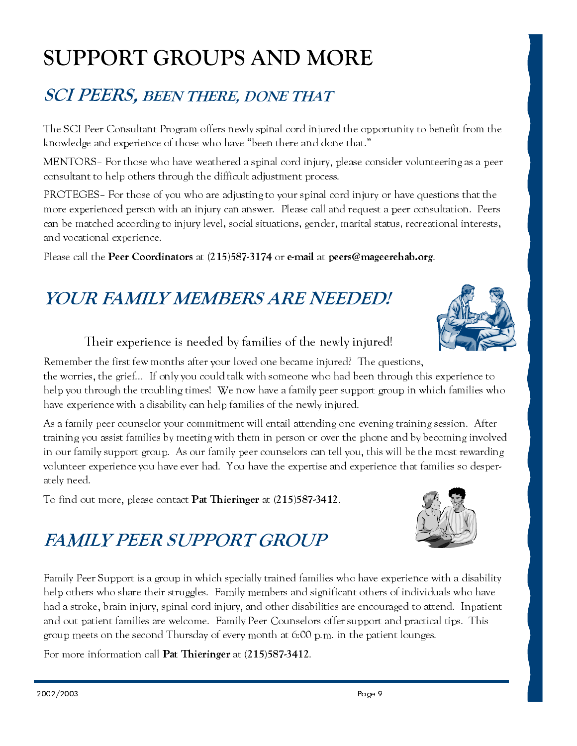# SUPPORT GROUPS AND MORE

## *SCI PEERS, BEEN THERE, DONE THAT*

The SCI Peer Consultant Program offers newly spinal cord injured the opportunity to benefit from the knowledge and experience of those who have "been there and done that."

MENTORS– For those who have weathered a spinal cord injury, please consider volunteering as a peer consultant to help others through the difficult adjustment process.

PROTEGES– For those of you who are adjusting to your spinal cord injury or have questions that the more experienced person with an injury can answer. Please call and request a peer consultation. Peers can be matched according to injury level, social situations, gender, marital status, recreational interests, and vocational experience.

Please call the **Peer Coordinators** at **(215)587-3174** or **e-mail** at **peers@mageerehab.org**.

## *YOUR FAMILY MEMBERS ARE NEEDED!*

Their experience is needed by families of the newly injured!

Remember the first few months after your loved one became injured? The questions, the worries, the grief... If only you could talk with someone who had been through this experience to help you through the troubling times! We now have a family peer support group in which families who have experience with a disability can help families of the newly injured.

As a family peer counselor your commitment will entail attending one evening training session. After training you assist families by meeting with them in person or over the phone and by becoming involved in our family support group. As our family peer counselors can tell you, this will be the most rewarding volunteer experience you have ever had. You have the expertise and experience that families so desperately need.

To find out more, please contact **Pat Thieringer** at **(215)587-3412**.

## *FAMILY PEER SUPPORT GROUP*

Family Peer Support is a group in which specially trained families who have experience with a disability help others who share their struggles. Family members and significant others of individuals who have had a stroke, brain injury, spinal cord injury, and other disabilities are encouraged to attend. Inpatient and out patient families are welcome. Family Peer Counselors offer support and practical tips. This group meets on the second Thursday of every month at 6:00 p.m. in the patient lounges.

For more information call **Pat Thieringer** at **(215)587-3412**.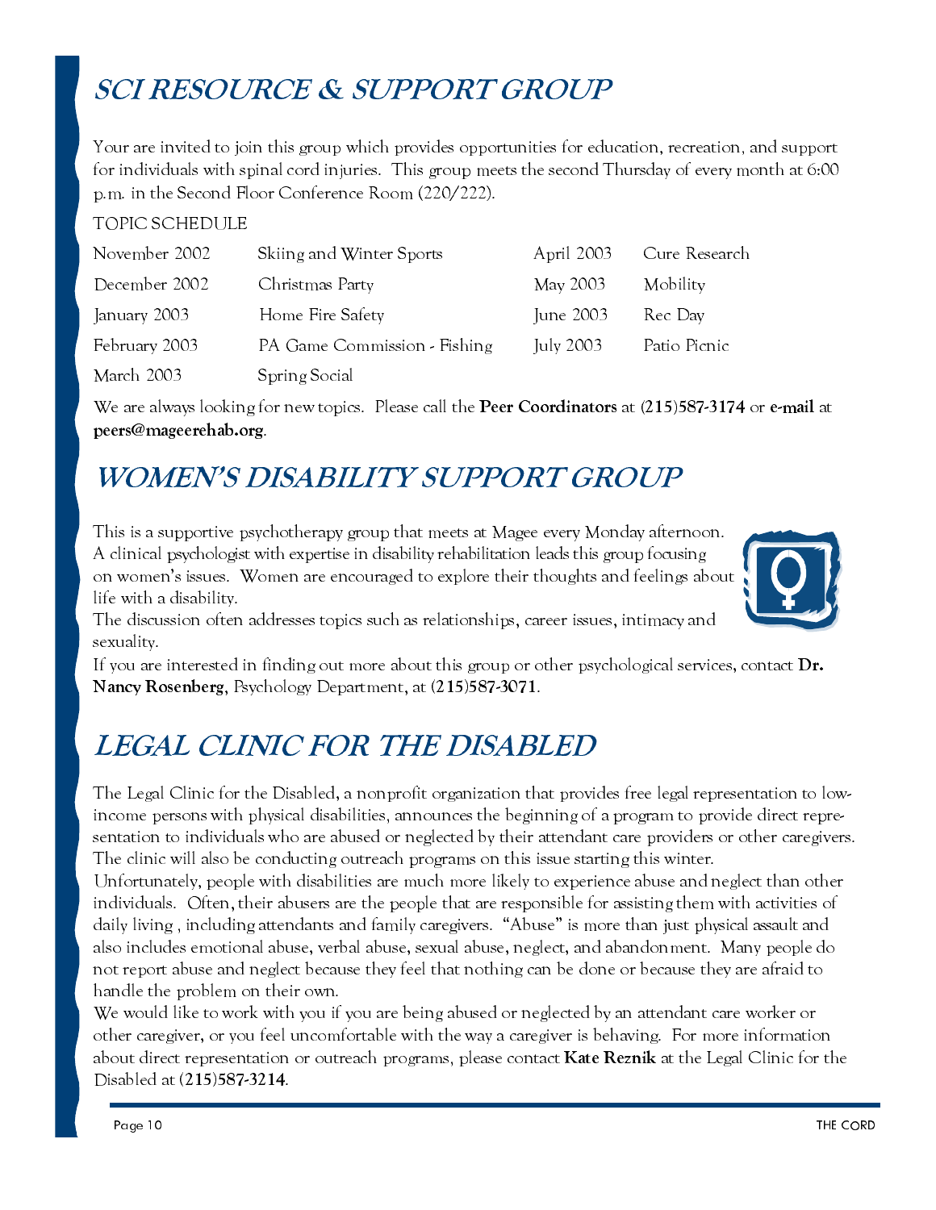## *SCI RESOURCE & SUPPORT GROUP*

Your are invited to join this group which provides opportunities for education, recreation, and support for individuals with spinal cord injuries. This group meets the second Thursday of every month at 6:00 p.m. in the Second Floor Conference Room (220/222).

TOPIC SCHEDULE

| | | | |
|---|---|---|---|
| November 2002 | Skiing and Winter Sports | April 2003 | Cure Research |
| December 2002 | Christmas Party | May 2003 | Mobility |
| January 2003 | Home Fire Safety | June 2003 | Rec Day |
| February 2003 | PA Game Commission - Fishing | July 2003 | Patio Picnic |
| March 2003 | Spring Social | | |

We are always looking for new topics. Please call the **Peer Coordinators** at **(215)587-3174** or **e-mail** at **peers@mageerehab.org**.

## *WOMEN'S DISABILITY SUPPORT GROUP*

This is a supportive psychotherapy group that meets at Magee every Monday afternoon. A clinical psychologist with expertise in disability rehabilitation leads this group focusing on women's issues. Women are encouraged to explore their thoughts and feelings about life with a disability.

The discussion often addresses topics such as relationships, career issues, intimacy and sexuality.

If you are interested in finding out more about this group or other psychological services, contact **Dr. Nancy Rosenberg**, Psychology Department, at **(215)587-3071**.

## *LEGAL CLINIC FOR THE DISABLED*

The Legal Clinic for the Disabled, a nonprofit organization that provides free legal representation to low-income persons with physical disabilities, announces the beginning of a program to provide direct representation to individuals who are abused or neglected by their attendant care providers or other caregivers. The clinic will also be conducting outreach programs on this issue starting this winter.

Unfortunately, people with disabilities are much more likely to experience abuse and neglect than other individuals. Often, their abusers are the people that are responsible for assisting them with activities of daily living , including attendants and family caregivers. "Abuse" is more than just physical assault and also includes emotional abuse, verbal abuse, sexual abuse, neglect, and abandonment. Many people do not report abuse and neglect because they feel that nothing can be done or because they are afraid to handle the problem on their own.

We would like to work with you if you are being abused or neglected by an attendant care worker or other caregiver, or you feel uncomfortable with the way a caregiver is behaving. For more information about direct representation or outreach programs, please contact **Kate Reznik** at the Legal Clinic for the Disabled at **(215)587-3214**.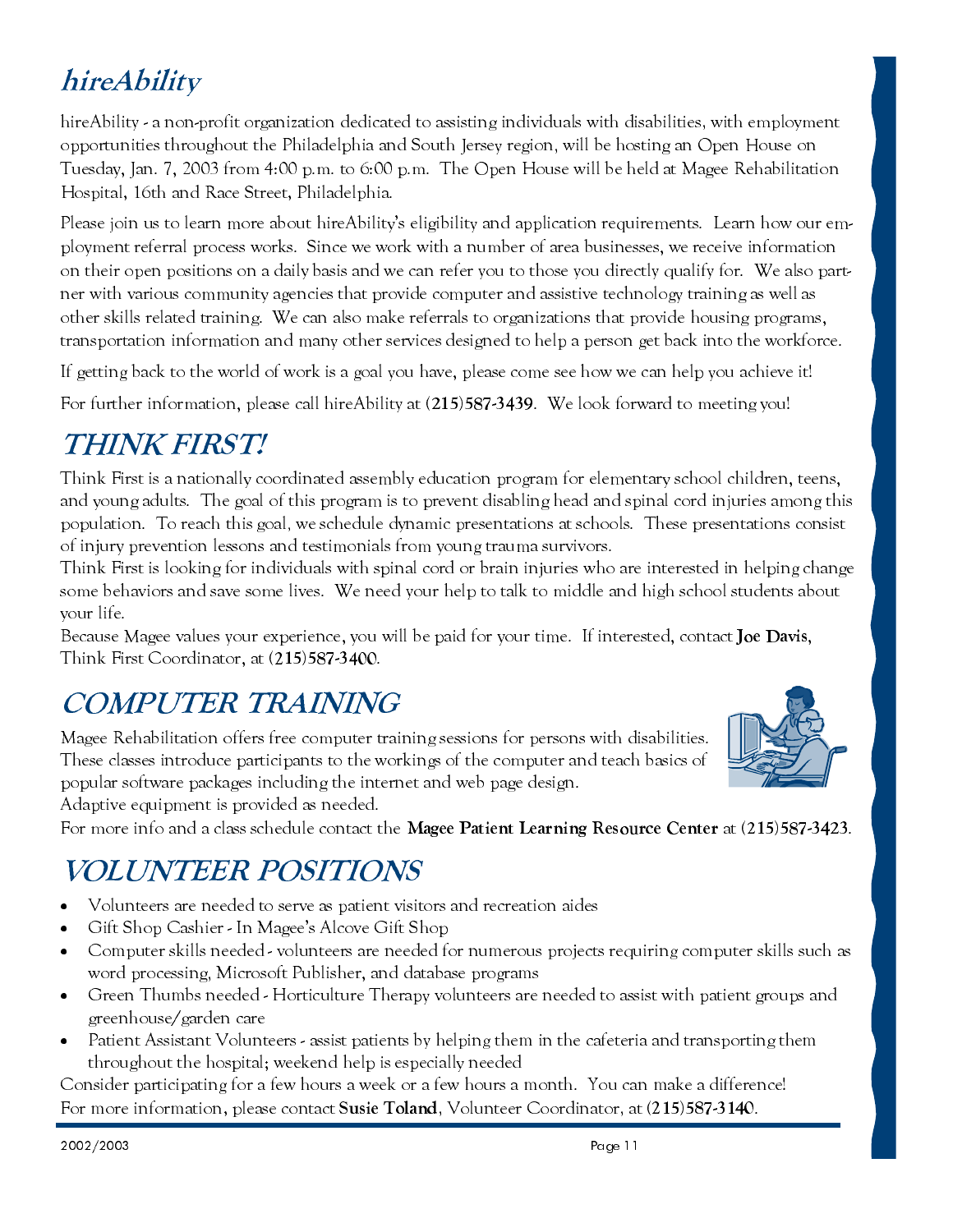## *hireAbility*

hireAbility - a non-profit organization dedicated to assisting individuals with disabilities, with employment opportunities throughout the Philadelphia and South Jersey region, will be hosting an Open House on Tuesday, Jan. 7, 2003 from 4:00 p.m. to 6:00 p.m. The Open House will be held at Magee Rehabilitation Hospital, 16th and Race Street, Philadelphia.

Please join us to learn more about hireAbility's eligibility and application requirements. Learn how our employment referral process works. Since we work with a number of area businesses, we receive information on their open positions on a daily basis and we can refer you to those you directly qualify for. We also partner with various community agencies that provide computer and assistive technology training as well as other skills related training. We can also make referrals to organizations that provide housing programs, transportation information and many other services designed to help a person get back into the workforce.

If getting back to the world of work is a goal you have, please come see how we can help you achieve it!

For further information, please call hireAbility at **(215)587-3439**. We look forward to meeting you!

## *THINK FIRST!*

Think First is a nationally coordinated assembly education program for elementary school children, teens, and young adults. The goal of this program is to prevent disabling head and spinal cord injuries among this population. To reach this goal, we schedule dynamic presentations at schools. These presentations consist of injury prevention lessons and testimonials from young trauma survivors.

Think First is looking for individuals with spinal cord or brain injuries who are interested in helping change some behaviors and save some lives. We need your help to talk to middle and high school students about your life.

Because Magee values your experience, you will be paid for your time. If interested, contact **Joe Davis**, Think First Coordinator, at **(215)587-3400**.

## *COMPUTER TRAINING*

Magee Rehabilitation offers free computer training sessions for persons with disabilities. These classes introduce participants to the workings of the computer and teach basics of popular software packages including the internet and web page design.

Adaptive equipment is provided as needed.

For more info and a class schedule contact the **Magee Patient Learning Resource Center** at **(215)587-3423**.

## *VOLUNTEER POSITIONS*

- Volunteers are needed to serve as patient visitors and recreation aides
- Gift Shop Cashier - In Magee's Alcove Gift Shop
- Computer skills needed - volunteers are needed for numerous projects requiring computer skills such as word processing, Microsoft Publisher, and database programs
- Green Thumbs needed - Horticulture Therapy volunteers are needed to assist with patient groups and greenhouse/garden care
- Patient Assistant Volunteers - assist patients by helping them in the cafeteria and transporting them throughout the hospital; weekend help is especially needed

Consider participating for a few hours a week or a few hours a month. You can make a difference!

For more information, please contact **Susie Toland**, Volunteer Coordinator, at **(215)587-3140**.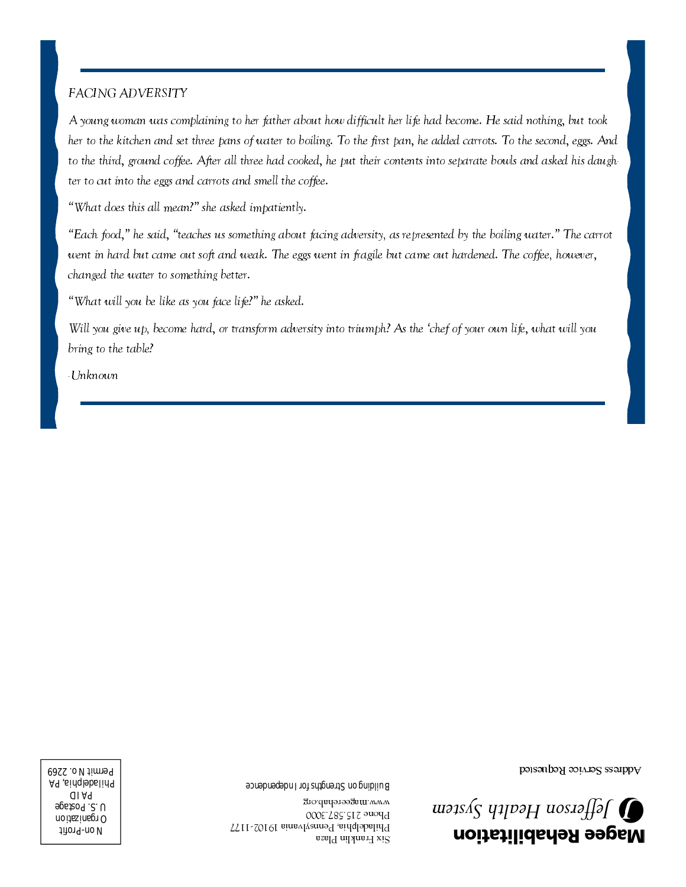*FACING ADVERSITY*

*A young woman was complaining to her father about how difficult her life had become. He said nothing, but took her to the kitchen and set three pans of water to boiling. To the first pan, he added carrots. To the second, eggs. And to the third, ground coffee. After all three had cooked, he put their contents into separate bowls and asked his daughter to cut into the eggs and carrots and smell the coffee.*

*"What does this all mean?" she asked impatiently.*

*"Each food," he said, "teaches us something about facing adversity, as represented by the boiling water." The carrot went in hard but came out soft and weak. The eggs went in fragile but came out hardened. The coffee, however, changed the water to something better.*

*"What will you be like as you face life?" he asked.*

*Will you give up, become hard, or transform adversity into triumph? As the 'chef of your own life, what will you bring to the table?*

*-Unknown*

Address Service Requested

**Magee Rehabilitation**
*Jefferson Health System*

Six Franklin Plaza
Philadelphia, Pennsylvania 19102-1177
Phone 215.587.3000
www.mageerehab.org
Building on Strengths for Independence

Non-Profit
Organization
U.S. Postage
PAID
Philadelphia, PA
Permit No. 2269